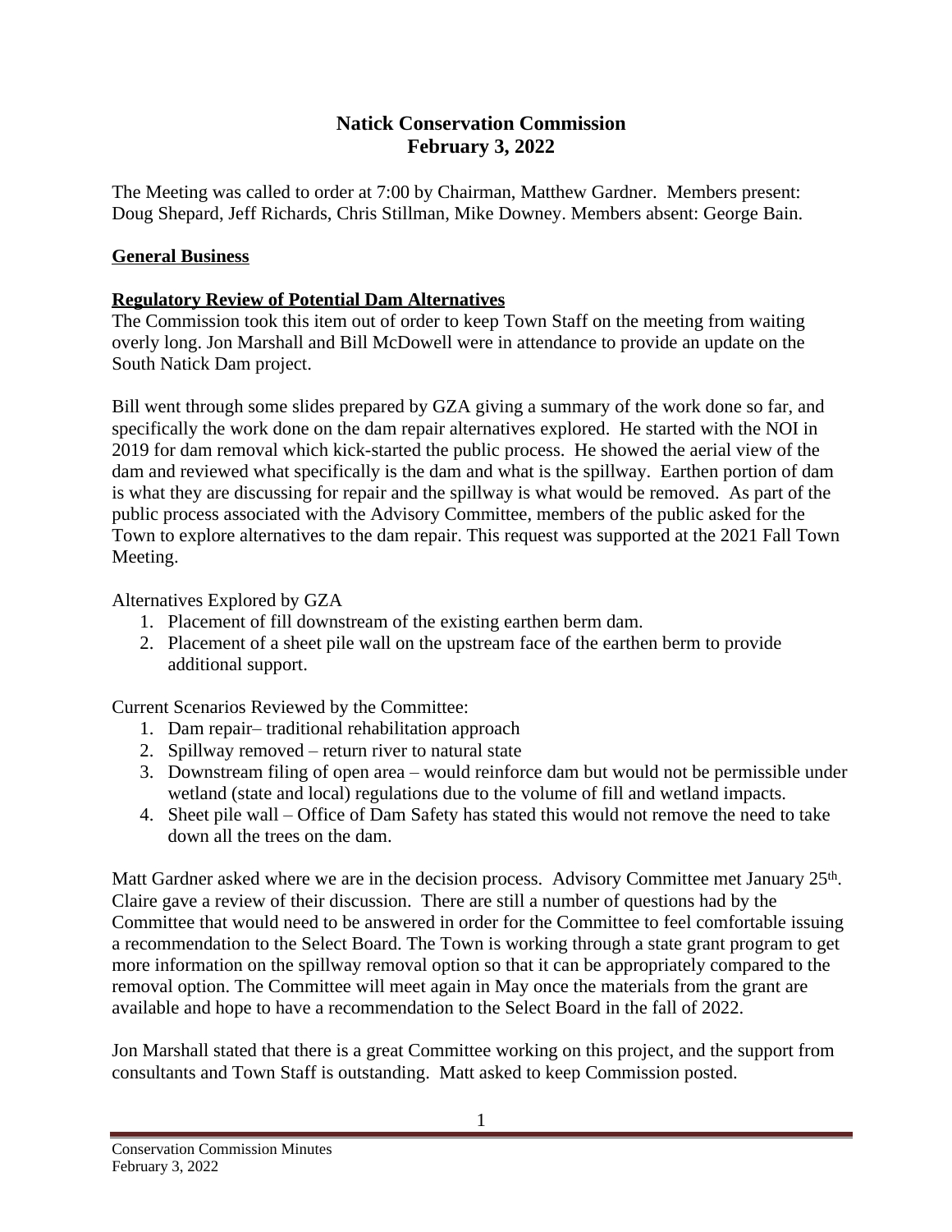# Natick Conservation Commission
## February 3, 2022

The Meeting was called to order at 7:00 by Chairman, Matthew Gardner. Members present: Doug Shepard, Jeff Richards, Chris Stillman, Mike Downey. Members absent: George Bain.

### General Business

### Regulatory Review of Potential Dam Alternatives

The Commission took this item out of order to keep Town Staff on the meeting from waiting overly long. Jon Marshall and Bill McDowell were in attendance to provide an update on the South Natick Dam project.

Bill went through some slides prepared by GZA giving a summary of the work done so far, and specifically the work done on the dam repair alternatives explored. He started with the NOI in 2019 for dam removal which kick-started the public process. He showed the aerial view of the dam and reviewed what specifically is the dam and what is the spillway. Earthen portion of dam is what they are discussing for repair and the spillway is what would be removed. As part of the public process associated with the Advisory Committee, members of the public asked for the Town to explore alternatives to the dam repair. This request was supported at the 2021 Fall Town Meeting.

Alternatives Explored by GZA

1. Placement of fill downstream of the existing earthen berm dam.
2. Placement of a sheet pile wall on the upstream face of the earthen berm to provide additional support.

Current Scenarios Reviewed by the Committee:

1. Dam repair– traditional rehabilitation approach
2. Spillway removed – return river to natural state
3. Downstream filing of open area – would reinforce dam but would not be permissible under wetland (state and local) regulations due to the volume of fill and wetland impacts.
4. Sheet pile wall – Office of Dam Safety has stated this would not remove the need to take down all the trees on the dam.

Matt Gardner asked where we are in the decision process. Advisory Committee met January 25th. Claire gave a review of their discussion. There are still a number of questions had by the Committee that would need to be answered in order for the Committee to feel comfortable issuing a recommendation to the Select Board. The Town is working through a state grant program to get more information on the spillway removal option so that it can be appropriately compared to the removal option. The Committee will meet again in May once the materials from the grant are available and hope to have a recommendation to the Select Board in the fall of 2022.

Jon Marshall stated that there is a great Committee working on this project, and the support from consultants and Town Staff is outstanding. Matt asked to keep Commission posted.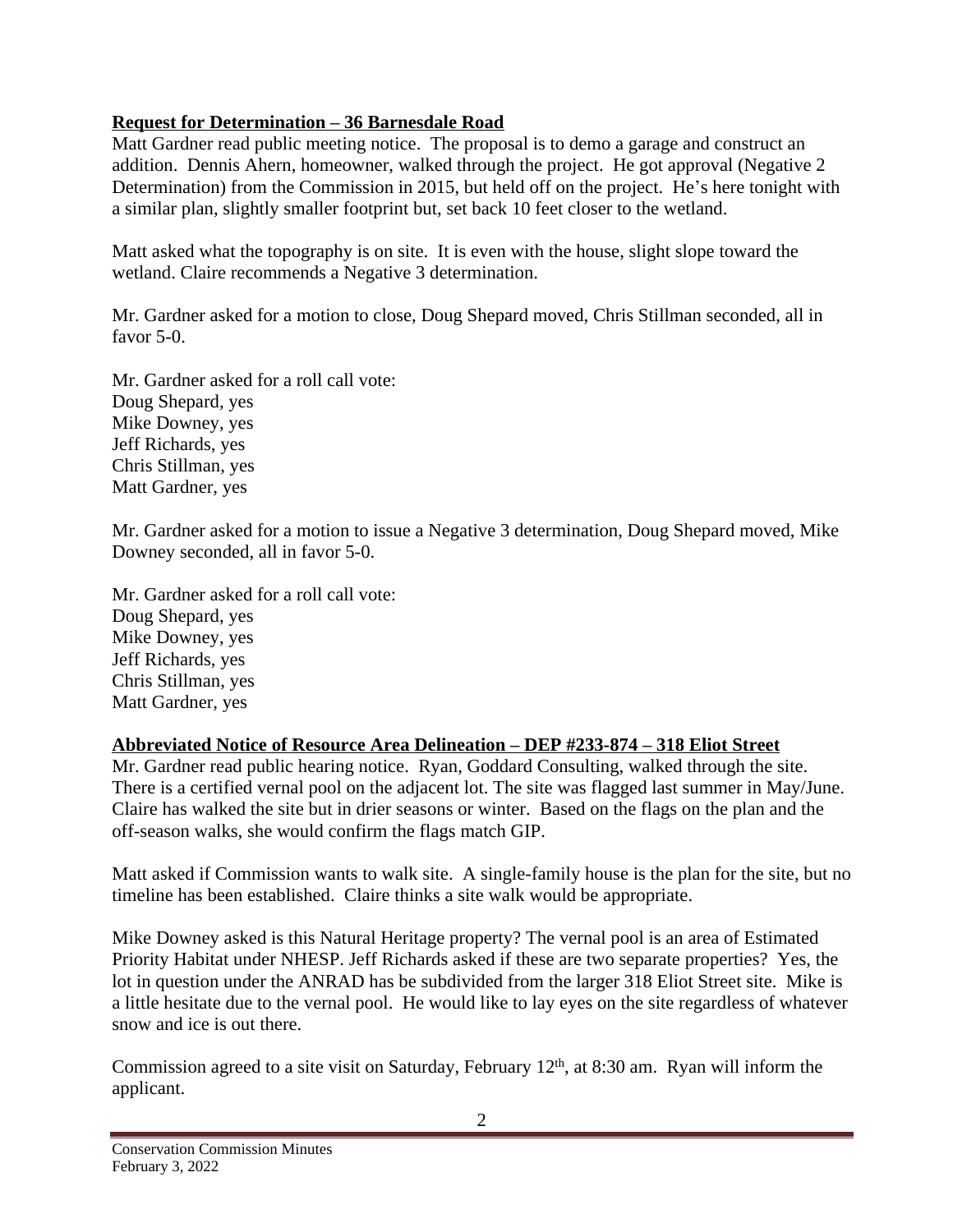**Request for Determination – 36 Barnesdale Road**

Matt Gardner read public meeting notice. The proposal is to demo a garage and construct an addition. Dennis Ahern, homeowner, walked through the project. He got approval (Negative 2 Determination) from the Commission in 2015, but held off on the project. He's here tonight with a similar plan, slightly smaller footprint but, set back 10 feet closer to the wetland.

Matt asked what the topography is on site. It is even with the house, slight slope toward the wetland. Claire recommends a Negative 3 determination.

Mr. Gardner asked for a motion to close, Doug Shepard moved, Chris Stillman seconded, all in favor 5-0.

Mr. Gardner asked for a roll call vote:
Doug Shepard, yes
Mike Downey, yes
Jeff Richards, yes
Chris Stillman, yes
Matt Gardner, yes

Mr. Gardner asked for a motion to issue a Negative 3 determination, Doug Shepard moved, Mike Downey seconded, all in favor 5-0.

Mr. Gardner asked for a roll call vote:
Doug Shepard, yes
Mike Downey, yes
Jeff Richards, yes
Chris Stillman, yes
Matt Gardner, yes

**Abbreviated Notice of Resource Area Delineation – DEP #233-874 – 318 Eliot Street**

Mr. Gardner read public hearing notice. Ryan, Goddard Consulting, walked through the site. There is a certified vernal pool on the adjacent lot. The site was flagged last summer in May/June. Claire has walked the site but in drier seasons or winter. Based on the flags on the plan and the off-season walks, she would confirm the flags match GIP.

Matt asked if Commission wants to walk site. A single-family house is the plan for the site, but no timeline has been established. Claire thinks a site walk would be appropriate.

Mike Downey asked is this Natural Heritage property? The vernal pool is an area of Estimated Priority Habitat under NHESP. Jeff Richards asked if these are two separate properties? Yes, the lot in question under the ANRAD has be subdivided from the larger 318 Eliot Street site. Mike is a little hesitate due to the vernal pool. He would like to lay eyes on the site regardless of whatever snow and ice is out there.

Commission agreed to a site visit on Saturday, February 12th, at 8:30 am. Ryan will inform the applicant.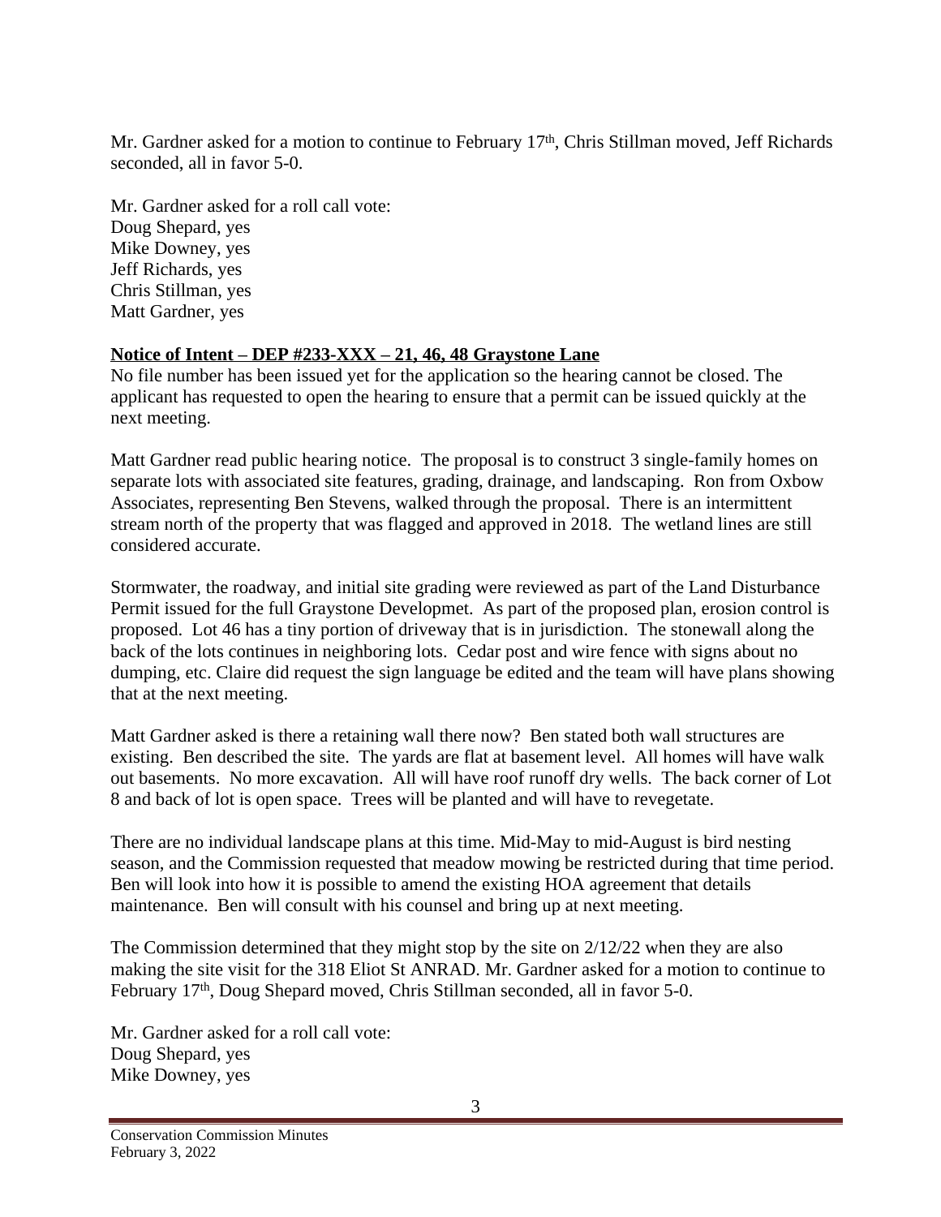Mr. Gardner asked for a motion to continue to February 17th, Chris Stillman moved, Jeff Richards seconded, all in favor 5-0.

Mr. Gardner asked for a roll call vote:
Doug Shepard, yes
Mike Downey, yes
Jeff Richards, yes
Chris Stillman, yes
Matt Gardner, yes

**Notice of Intent – DEP #233-XXX – 21, 46, 48 Graystone Lane**

No file number has been issued yet for the application so the hearing cannot be closed. The applicant has requested to open the hearing to ensure that a permit can be issued quickly at the next meeting.

Matt Gardner read public hearing notice. The proposal is to construct 3 single-family homes on separate lots with associated site features, grading, drainage, and landscaping. Ron from Oxbow Associates, representing Ben Stevens, walked through the proposal. There is an intermittent stream north of the property that was flagged and approved in 2018. The wetland lines are still considered accurate.

Stormwater, the roadway, and initial site grading were reviewed as part of the Land Disturbance Permit issued for the full Graystone Developmet. As part of the proposed plan, erosion control is proposed. Lot 46 has a tiny portion of driveway that is in jurisdiction. The stonewall along the back of the lots continues in neighboring lots. Cedar post and wire fence with signs about no dumping, etc. Claire did request the sign language be edited and the team will have plans showing that at the next meeting.

Matt Gardner asked is there a retaining wall there now? Ben stated both wall structures are existing. Ben described the site. The yards are flat at basement level. All homes will have walk out basements. No more excavation. All will have roof runoff dry wells. The back corner of Lot 8 and back of lot is open space. Trees will be planted and will have to revegetate.

There are no individual landscape plans at this time. Mid-May to mid-August is bird nesting season, and the Commission requested that meadow mowing be restricted during that time period. Ben will look into how it is possible to amend the existing HOA agreement that details maintenance. Ben will consult with his counsel and bring up at next meeting.

The Commission determined that they might stop by the site on 2/12/22 when they are also making the site visit for the 318 Eliot St ANRAD. Mr. Gardner asked for a motion to continue to February 17th, Doug Shepard moved, Chris Stillman seconded, all in favor 5-0.

Mr. Gardner asked for a roll call vote:
Doug Shepard, yes
Mike Downey, yes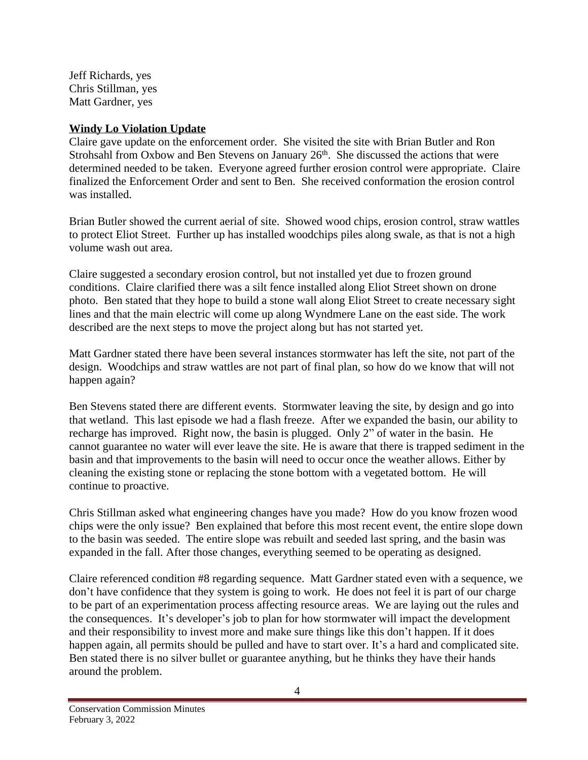Jeff Richards, yes
Chris Stillman, yes
Matt Gardner, yes

**Windy Lo Violation Update**

Claire gave update on the enforcement order. She visited the site with Brian Butler and Ron Strohsahl from Oxbow and Ben Stevens on January 26th. She discussed the actions that were determined needed to be taken. Everyone agreed further erosion control were appropriate. Claire finalized the Enforcement Order and sent to Ben. She received conformation the erosion control was installed.

Brian Butler showed the current aerial of site. Showed wood chips, erosion control, straw wattles to protect Eliot Street. Further up has installed woodchips piles along swale, as that is not a high volume wash out area.

Claire suggested a secondary erosion control, but not installed yet due to frozen ground conditions. Claire clarified there was a silt fence installed along Eliot Street shown on drone photo. Ben stated that they hope to build a stone wall along Eliot Street to create necessary sight lines and that the main electric will come up along Wyndmere Lane on the east side. The work described are the next steps to move the project along but has not started yet.

Matt Gardner stated there have been several instances stormwater has left the site, not part of the design. Woodchips and straw wattles are not part of final plan, so how do we know that will not happen again?

Ben Stevens stated there are different events. Stormwater leaving the site, by design and go into that wetland. This last episode we had a flash freeze. After we expanded the basin, our ability to recharge has improved. Right now, the basin is plugged. Only 2" of water in the basin. He cannot guarantee no water will ever leave the site. He is aware that there is trapped sediment in the basin and that improvements to the basin will need to occur once the weather allows. Either by cleaning the existing stone or replacing the stone bottom with a vegetated bottom. He will continue to proactive.

Chris Stillman asked what engineering changes have you made? How do you know frozen wood chips were the only issue? Ben explained that before this most recent event, the entire slope down to the basin was seeded. The entire slope was rebuilt and seeded last spring, and the basin was expanded in the fall. After those changes, everything seemed to be operating as designed.

Claire referenced condition #8 regarding sequence. Matt Gardner stated even with a sequence, we don't have confidence that they system is going to work. He does not feel it is part of our charge to be part of an experimentation process affecting resource areas. We are laying out the rules and the consequences. It's developer's job to plan for how stormwater will impact the development and their responsibility to invest more and make sure things like this don't happen. If it does happen again, all permits should be pulled and have to start over. It's a hard and complicated site. Ben stated there is no silver bullet or guarantee anything, but he thinks they have their hands around the problem.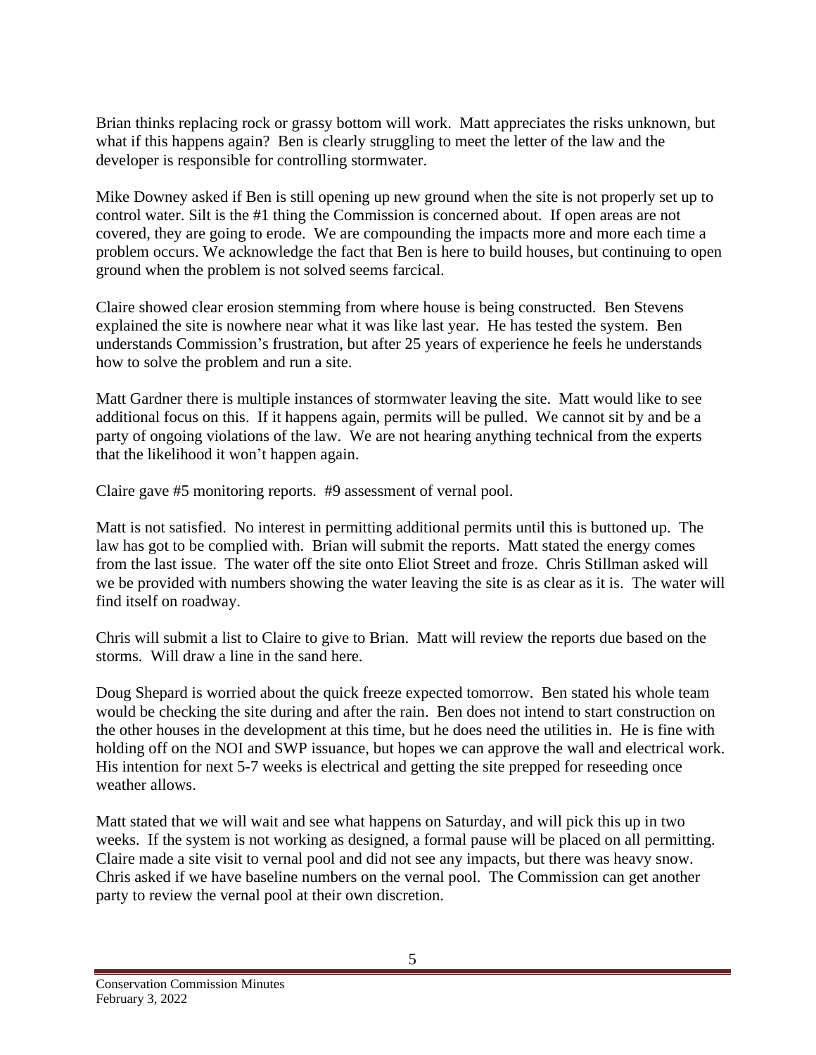Brian thinks replacing rock or grassy bottom will work. Matt appreciates the risks unknown, but what if this happens again? Ben is clearly struggling to meet the letter of the law and the developer is responsible for controlling stormwater.

Mike Downey asked if Ben is still opening up new ground when the site is not properly set up to control water. Silt is the #1 thing the Commission is concerned about. If open areas are not covered, they are going to erode. We are compounding the impacts more and more each time a problem occurs. We acknowledge the fact that Ben is here to build houses, but continuing to open ground when the problem is not solved seems farcical.

Claire showed clear erosion stemming from where house is being constructed. Ben Stevens explained the site is nowhere near what it was like last year. He has tested the system. Ben understands Commission's frustration, but after 25 years of experience he feels he understands how to solve the problem and run a site.

Matt Gardner there is multiple instances of stormwater leaving the site. Matt would like to see additional focus on this. If it happens again, permits will be pulled. We cannot sit by and be a party of ongoing violations of the law. We are not hearing anything technical from the experts that the likelihood it won't happen again.

Claire gave #5 monitoring reports. #9 assessment of vernal pool.

Matt is not satisfied. No interest in permitting additional permits until this is buttoned up. The law has got to be complied with. Brian will submit the reports. Matt stated the energy comes from the last issue. The water off the site onto Eliot Street and froze. Chris Stillman asked will we be provided with numbers showing the water leaving the site is as clear as it is. The water will find itself on roadway.

Chris will submit a list to Claire to give to Brian. Matt will review the reports due based on the storms. Will draw a line in the sand here.

Doug Shepard is worried about the quick freeze expected tomorrow. Ben stated his whole team would be checking the site during and after the rain. Ben does not intend to start construction on the other houses in the development at this time, but he does need the utilities in. He is fine with holding off on the NOI and SWP issuance, but hopes we can approve the wall and electrical work. His intention for next 5-7 weeks is electrical and getting the site prepped for reseeding once weather allows.

Matt stated that we will wait and see what happens on Saturday, and will pick this up in two weeks. If the system is not working as designed, a formal pause will be placed on all permitting. Claire made a site visit to vernal pool and did not see any impacts, but there was heavy snow. Chris asked if we have baseline numbers on the vernal pool. The Commission can get another party to review the vernal pool at their own discretion.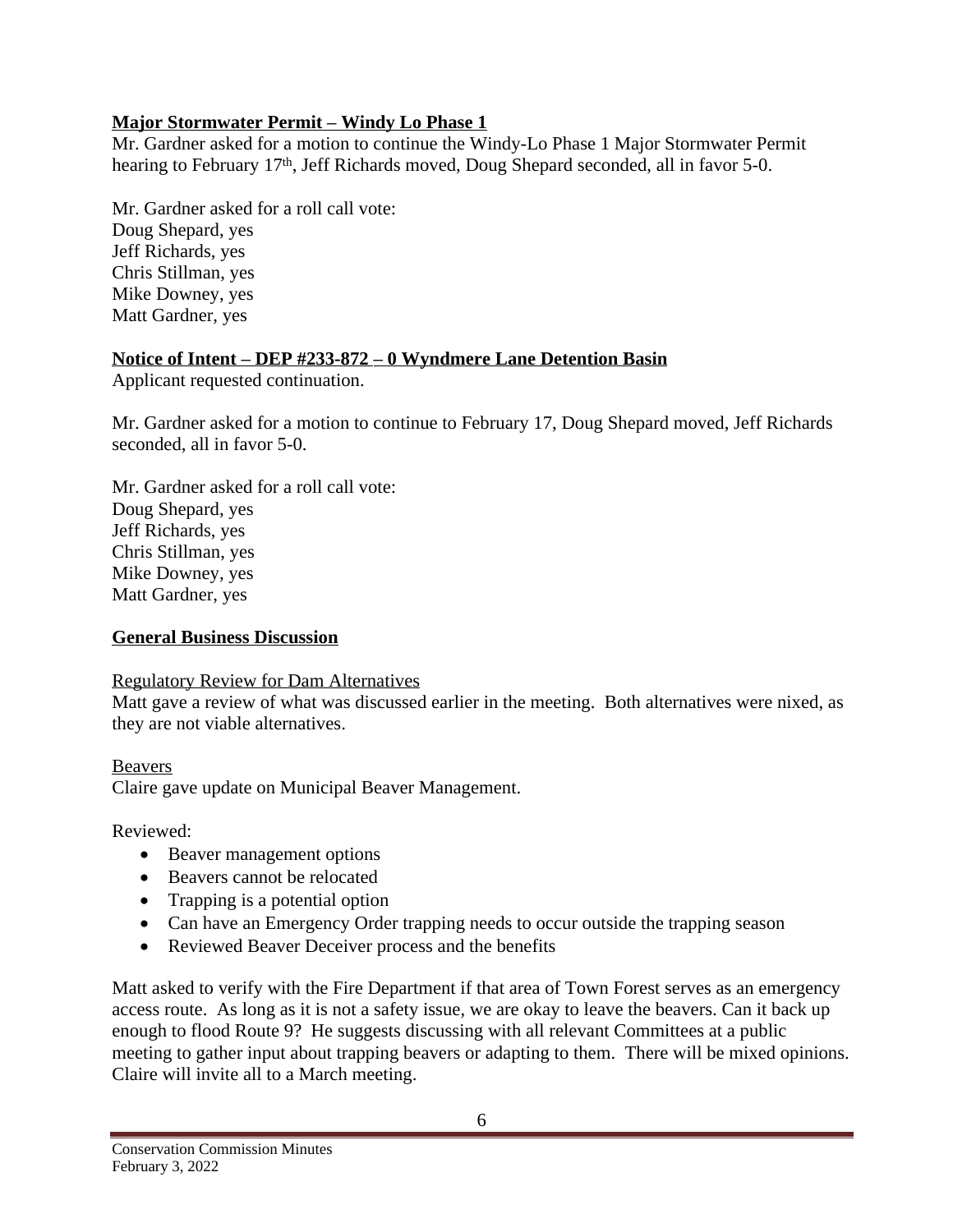**Major Stormwater Permit – Windy Lo Phase 1**

Mr. Gardner asked for a motion to continue the Windy-Lo Phase 1 Major Stormwater Permit hearing to February 17th, Jeff Richards moved, Doug Shepard seconded, all in favor 5-0.

Mr. Gardner asked for a roll call vote:
Doug Shepard, yes
Jeff Richards, yes
Chris Stillman, yes
Mike Downey, yes
Matt Gardner, yes

**Notice of Intent – DEP #233-872 – 0 Wyndmere Lane Detention Basin**

Applicant requested continuation.

Mr. Gardner asked for a motion to continue to February 17, Doug Shepard moved, Jeff Richards seconded, all in favor 5-0.

Mr. Gardner asked for a roll call vote:
Doug Shepard, yes
Jeff Richards, yes
Chris Stillman, yes
Mike Downey, yes
Matt Gardner, yes

**General Business Discussion**

Regulatory Review for Dam Alternatives

Matt gave a review of what was discussed earlier in the meeting. Both alternatives were nixed, as they are not viable alternatives.

Beavers

Claire gave update on Municipal Beaver Management.

Reviewed:

- Beaver management options
- Beavers cannot be relocated
- Trapping is a potential option
- Can have an Emergency Order trapping needs to occur outside the trapping season
- Reviewed Beaver Deceiver process and the benefits

Matt asked to verify with the Fire Department if that area of Town Forest serves as an emergency access route. As long as it is not a safety issue, we are okay to leave the beavers. Can it back up enough to flood Route 9? He suggests discussing with all relevant Committees at a public meeting to gather input about trapping beavers or adapting to them. There will be mixed opinions. Claire will invite all to a March meeting.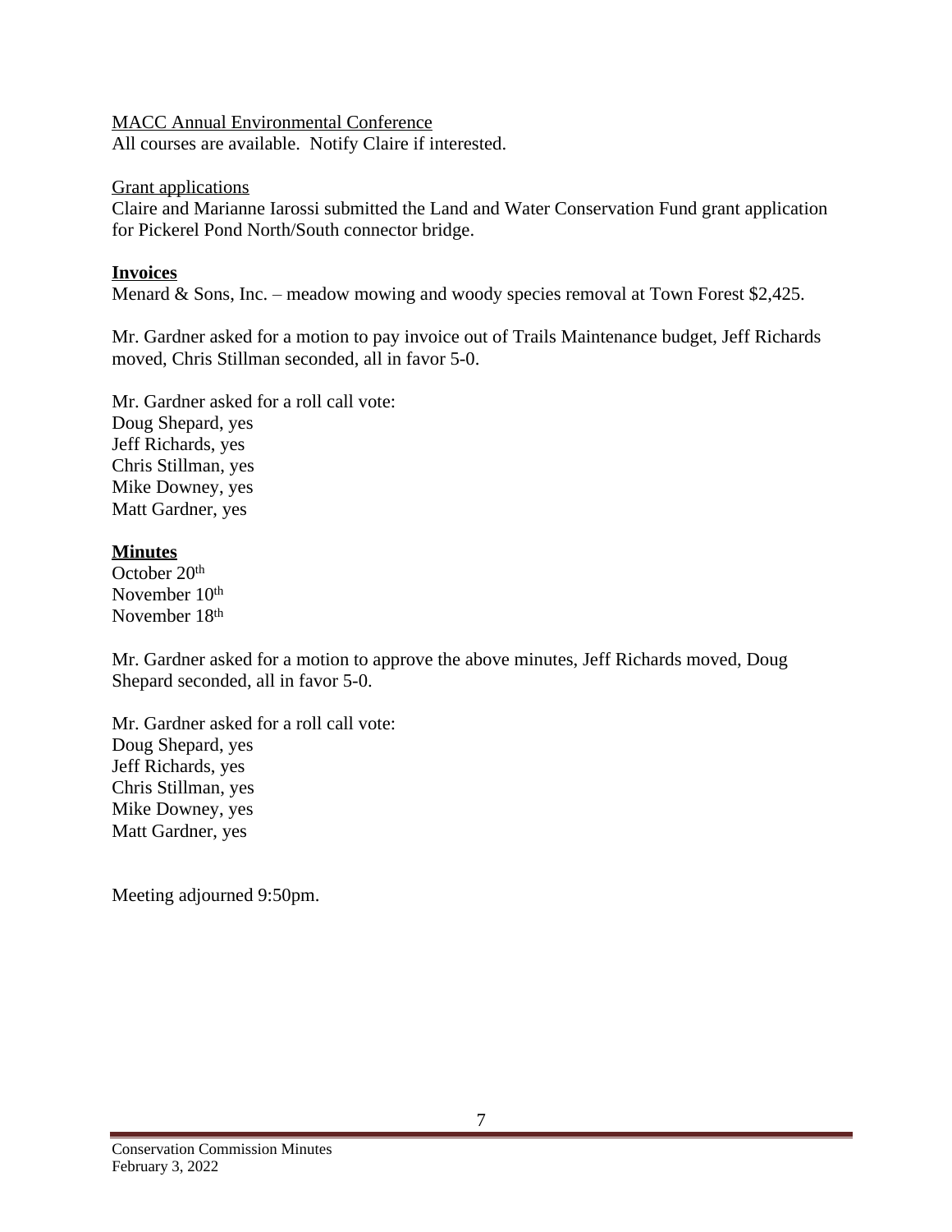MACC Annual Environmental Conference

All courses are available. Notify Claire if interested.

Grant applications

Claire and Marianne Iarossi submitted the Land and Water Conservation Fund grant application for Pickerel Pond North/South connector bridge.

**Invoices**

Menard & Sons, Inc. – meadow mowing and woody species removal at Town Forest $2,425.

Mr. Gardner asked for a motion to pay invoice out of Trails Maintenance budget, Jeff Richards moved, Chris Stillman seconded, all in favor 5-0.

Mr. Gardner asked for a roll call vote:
Doug Shepard, yes
Jeff Richards, yes
Chris Stillman, yes
Mike Downey, yes
Matt Gardner, yes

**Minutes**

October 20th
November 10th
November 18th

Mr. Gardner asked for a motion to approve the above minutes, Jeff Richards moved, Doug Shepard seconded, all in favor 5-0.

Mr. Gardner asked for a roll call vote:
Doug Shepard, yes
Jeff Richards, yes
Chris Stillman, yes
Mike Downey, yes
Matt Gardner, yes

Meeting adjourned 9:50pm.